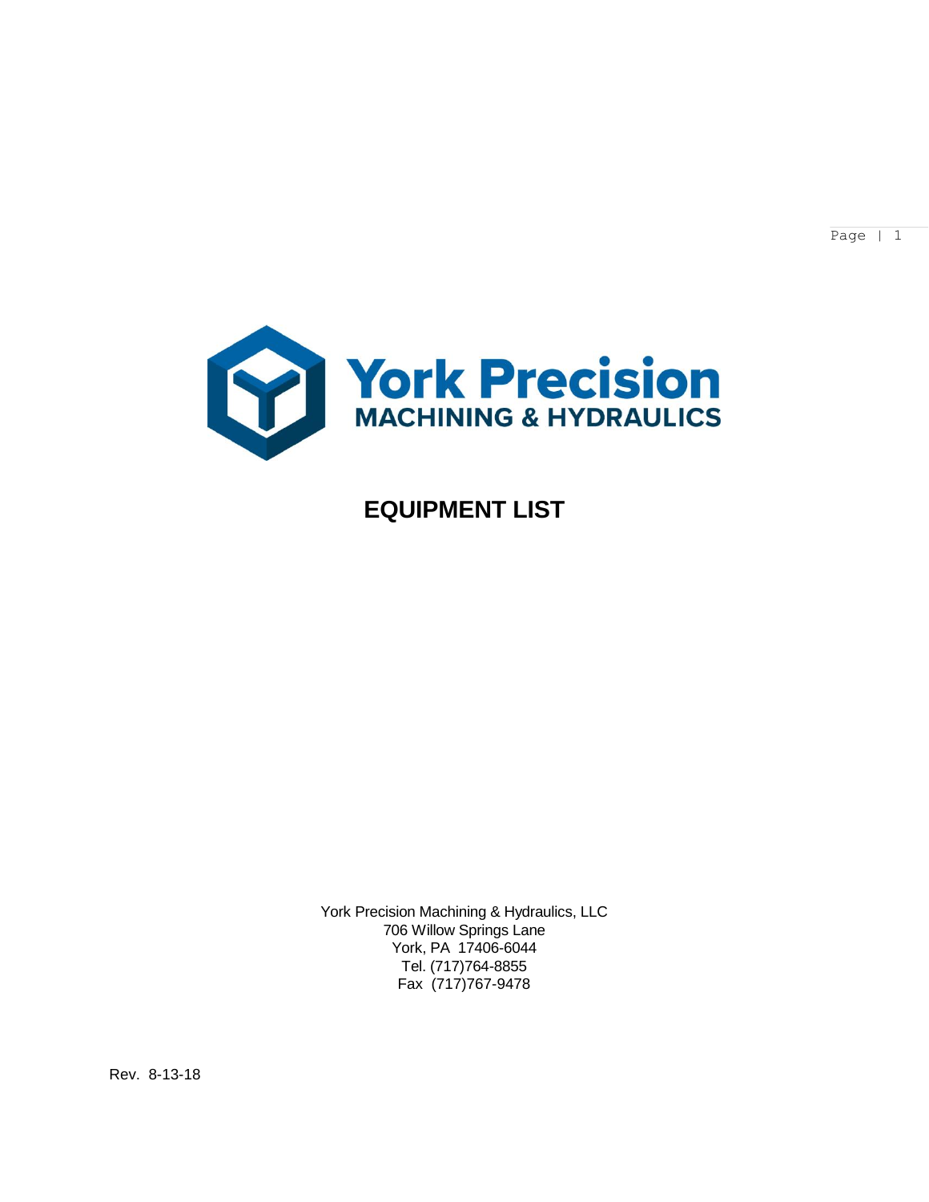York Precision
MACHINING & HYDRAULICS

# EQUIPMENT LIST

York Precision Machining & Hydraulics, LLC
706 Willow Springs Lane
York, PA 17406-6044
Tel. (717)764-8855
Fax (717)767-9478

Rev. 8-13-18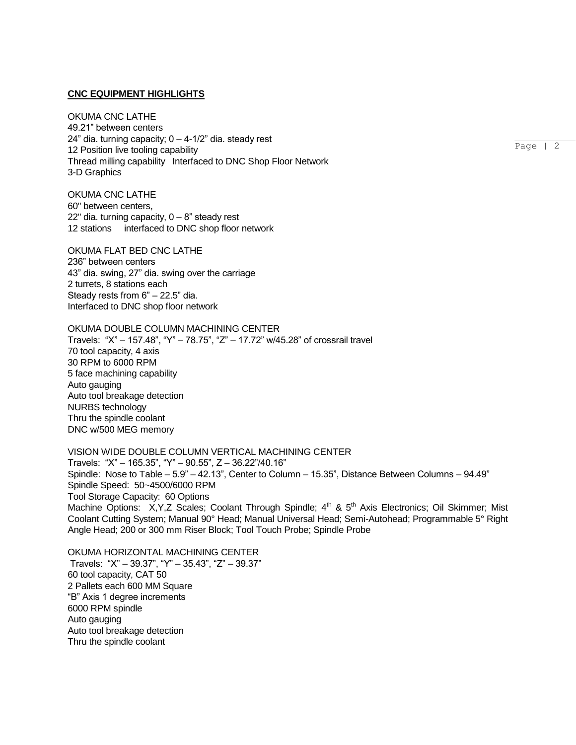## CNC EQUIPMENT HIGHLIGHTS

OKUMA CNC LATHE
49.21" between centers
24" dia. turning capacity; 0 – 4-1/2" dia. steady rest
12 Position live tooling capability
Thread milling capability Interfaced to DNC Shop Floor Network
3-D Graphics

OKUMA CNC LATHE
60" between centers,
22" dia. turning capacity, 0 – 8" steady rest
12 stations interfaced to DNC shop floor network

OKUMA FLAT BED CNC LATHE
236" between centers
43" dia. swing, 27" dia. swing over the carriage
2 turrets, 8 stations each
Steady rests from 6" – 22.5" dia.
Interfaced to DNC shop floor network

OKUMA DOUBLE COLUMN MACHINING CENTER
Travels: "X" – 157.48", "Y" – 78.75", "Z" – 17.72" w/45.28" of crossrail travel
70 tool capacity, 4 axis
30 RPM to 6000 RPM
5 face machining capability
Auto gauging
Auto tool breakage detection
NURBS technology
Thru the spindle coolant
DNC w/500 MEG memory

VISION WIDE DOUBLE COLUMN VERTICAL MACHINING CENTER
Travels: "X" – 165.35", "Y" – 90.55", Z – 36.22"/40.16"
Spindle: Nose to Table – 5.9" – 42.13", Center to Column – 15.35", Distance Between Columns – 94.49"
Spindle Speed: 50~4500/6000 RPM
Tool Storage Capacity: 60 Options
Machine Options: X,Y,Z Scales; Coolant Through Spindle; 4th & 5th Axis Electronics; Oil Skimmer; Mist Coolant Cutting System; Manual 90° Head; Manual Universal Head; Semi-Autohead; Programmable 5° Right Angle Head; 200 or 300 mm Riser Block; Tool Touch Probe; Spindle Probe

OKUMA HORIZONTAL MACHINING CENTER
Travels: "X" – 39.37", "Y" – 35.43", "Z" – 39.37"
60 tool capacity, CAT 50
2 Pallets each 600 MM Square
"B" Axis 1 degree increments
6000 RPM spindle
Auto gauging
Auto tool breakage detection
Thru the spindle coolant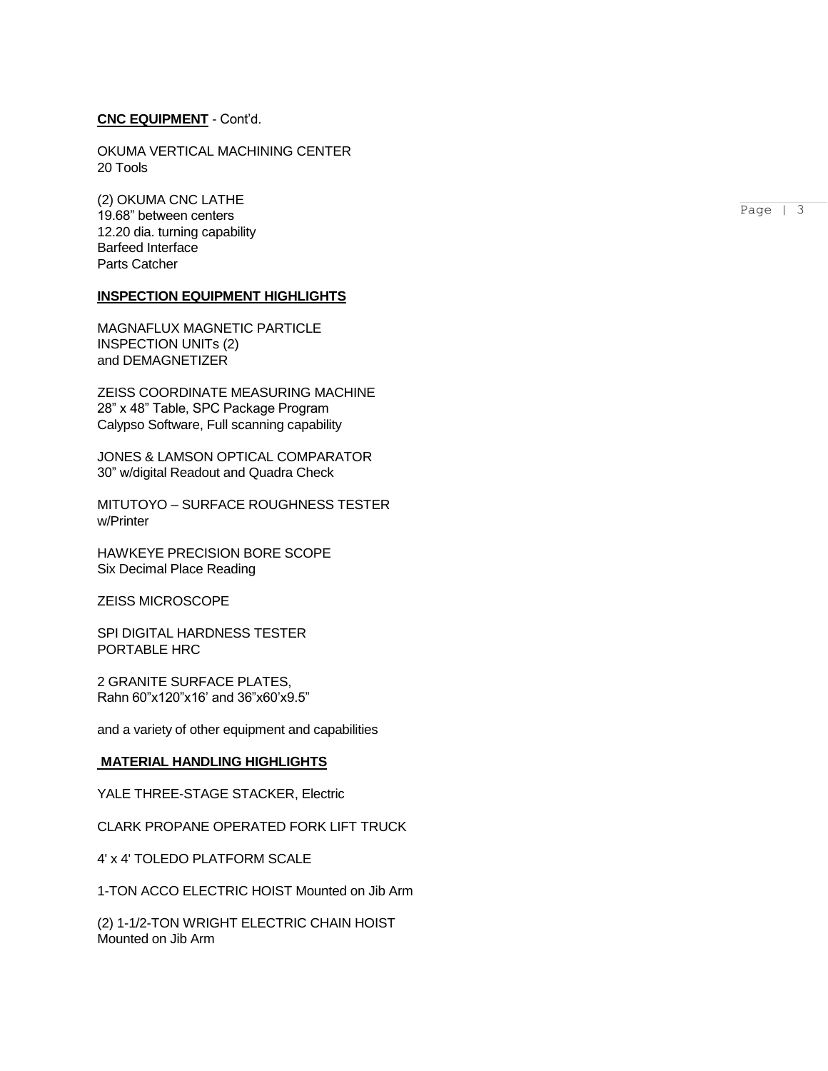**CNC EQUIPMENT** - Cont'd.

OKUMA VERTICAL MACHINING CENTER
20 Tools

(2) OKUMA CNC LATHE
19.68" between centers
12.20 dia. turning capability
Barfeed Interface
Parts Catcher

**INSPECTION EQUIPMENT HIGHLIGHTS**

MAGNAFLUX MAGNETIC PARTICLE
INSPECTION UNITs (2)
and DEMAGNETIZER

ZEISS COORDINATE MEASURING MACHINE
28" x 48" Table, SPC Package Program
Calypso Software, Full scanning capability

JONES & LAMSON OPTICAL COMPARATOR
30" w/digital Readout and Quadra Check

MITUTOYO – SURFACE ROUGHNESS TESTER
w/Printer

HAWKEYE PRECISION BORE SCOPE
Six Decimal Place Reading

ZEISS MICROSCOPE

SPI DIGITAL HARDNESS TESTER
PORTABLE HRC

2 GRANITE SURFACE PLATES,
Rahn 60"x120"x16' and 36"x60'x9.5"

and a variety of other equipment and capabilities

**MATERIAL HANDLING HIGHLIGHTS**

YALE THREE-STAGE STACKER, Electric

CLARK PROPANE OPERATED FORK LIFT TRUCK

4' x 4' TOLEDO PLATFORM SCALE

1-TON ACCO ELECTRIC HOIST Mounted on Jib Arm

(2) 1-1/2-TON WRIGHT ELECTRIC CHAIN HOIST
Mounted on Jib Arm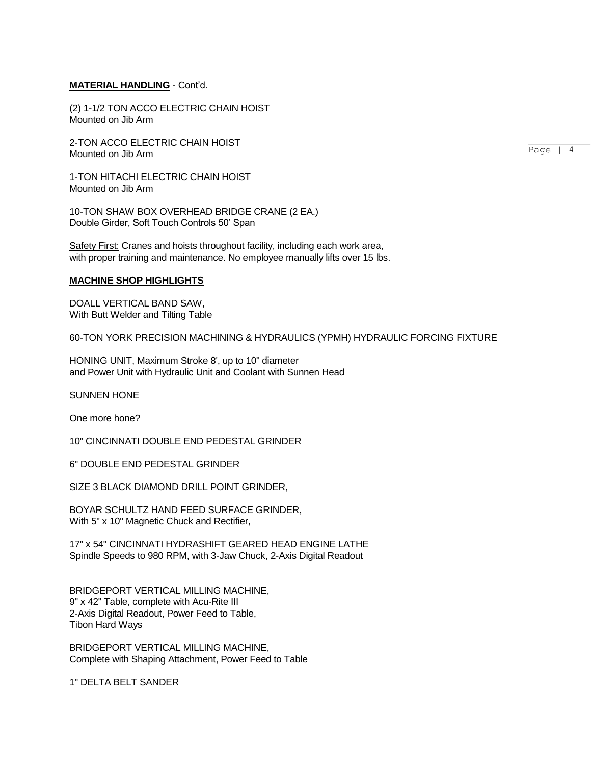**MATERIAL HANDLING** - Cont'd.

(2) 1-1/2 TON ACCO ELECTRIC CHAIN HOIST
Mounted on Jib Arm

2-TON ACCO ELECTRIC CHAIN HOIST
Mounted on Jib Arm

1-TON HITACHI ELECTRIC CHAIN HOIST
Mounted on Jib Arm

10-TON SHAW BOX OVERHEAD BRIDGE CRANE (2 EA.)
Double Girder, Soft Touch Controls 50' Span

Safety First: Cranes and hoists throughout facility, including each work area, with proper training and maintenance. No employee manually lifts over 15 lbs.

**MACHINE SHOP HIGHLIGHTS**

DOALL VERTICAL BAND SAW,
With Butt Welder and Tilting Table

60-TON YORK PRECISION MACHINING & HYDRAULICS (YPMH) HYDRAULIC FORCING FIXTURE

HONING UNIT, Maximum Stroke 8', up to 10" diameter
and Power Unit with Hydraulic Unit and Coolant with Sunnen Head

SUNNEN HONE

One more hone?

10" CINCINNATI DOUBLE END PEDESTAL GRINDER

6" DOUBLE END PEDESTAL GRINDER

SIZE 3 BLACK DIAMOND DRILL POINT GRINDER,

BOYAR SCHULTZ HAND FEED SURFACE GRINDER,
With 5" x 10" Magnetic Chuck and Rectifier,

17" x 54" CINCINNATI HYDRASHIFT GEARED HEAD ENGINE LATHE
Spindle Speeds to 980 RPM, with 3-Jaw Chuck, 2-Axis Digital Readout

BRIDGEPORT VERTICAL MILLING MACHINE,
9" x 42" Table, complete with Acu-Rite III
2-Axis Digital Readout, Power Feed to Table,
Tibon Hard Ways

BRIDGEPORT VERTICAL MILLING MACHINE,
Complete with Shaping Attachment, Power Feed to Table

1" DELTA BELT SANDER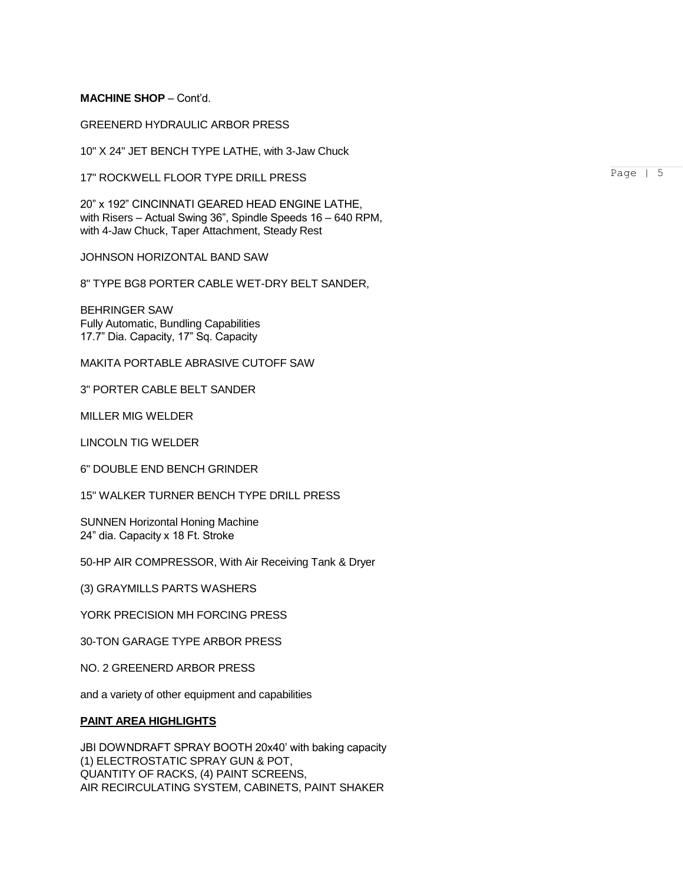**MACHINE SHOP** – Cont'd.

GREENERD HYDRAULIC ARBOR PRESS

10" X 24" JET BENCH TYPE LATHE, with 3-Jaw Chuck

17" ROCKWELL FLOOR TYPE DRILL PRESS

20" x 192" CINCINNATI GEARED HEAD ENGINE LATHE,
with Risers – Actual Swing 36", Spindle Speeds 16 – 640 RPM,
with 4-Jaw Chuck, Taper Attachment, Steady Rest

JOHNSON HORIZONTAL BAND SAW

8" TYPE BG8 PORTER CABLE WET-DRY BELT SANDER,

BEHRINGER SAW
Fully Automatic, Bundling Capabilities
17.7" Dia. Capacity, 17" Sq. Capacity

MAKITA PORTABLE ABRASIVE CUTOFF SAW

3" PORTER CABLE BELT SANDER

MILLER MIG WELDER

LINCOLN TIG WELDER

6" DOUBLE END BENCH GRINDER

15" WALKER TURNER BENCH TYPE DRILL PRESS

SUNNEN Horizontal Honing Machine
24" dia. Capacity x 18 Ft. Stroke

50-HP AIR COMPRESSOR, With Air Receiving Tank & Dryer

(3) GRAYMILLS PARTS WASHERS

YORK PRECISION MH FORCING PRESS

30-TON GARAGE TYPE ARBOR PRESS

NO. 2 GREENERD ARBOR PRESS

and a variety of other equipment and capabilities

**PAINT AREA HIGHLIGHTS**

JBI DOWNDRAFT SPRAY BOOTH 20x40' with baking capacity
(1) ELECTROSTATIC SPRAY GUN & POT,
QUANTITY OF RACKS, (4) PAINT SCREENS,
AIR RECIRCULATING SYSTEM, CABINETS, PAINT SHAKER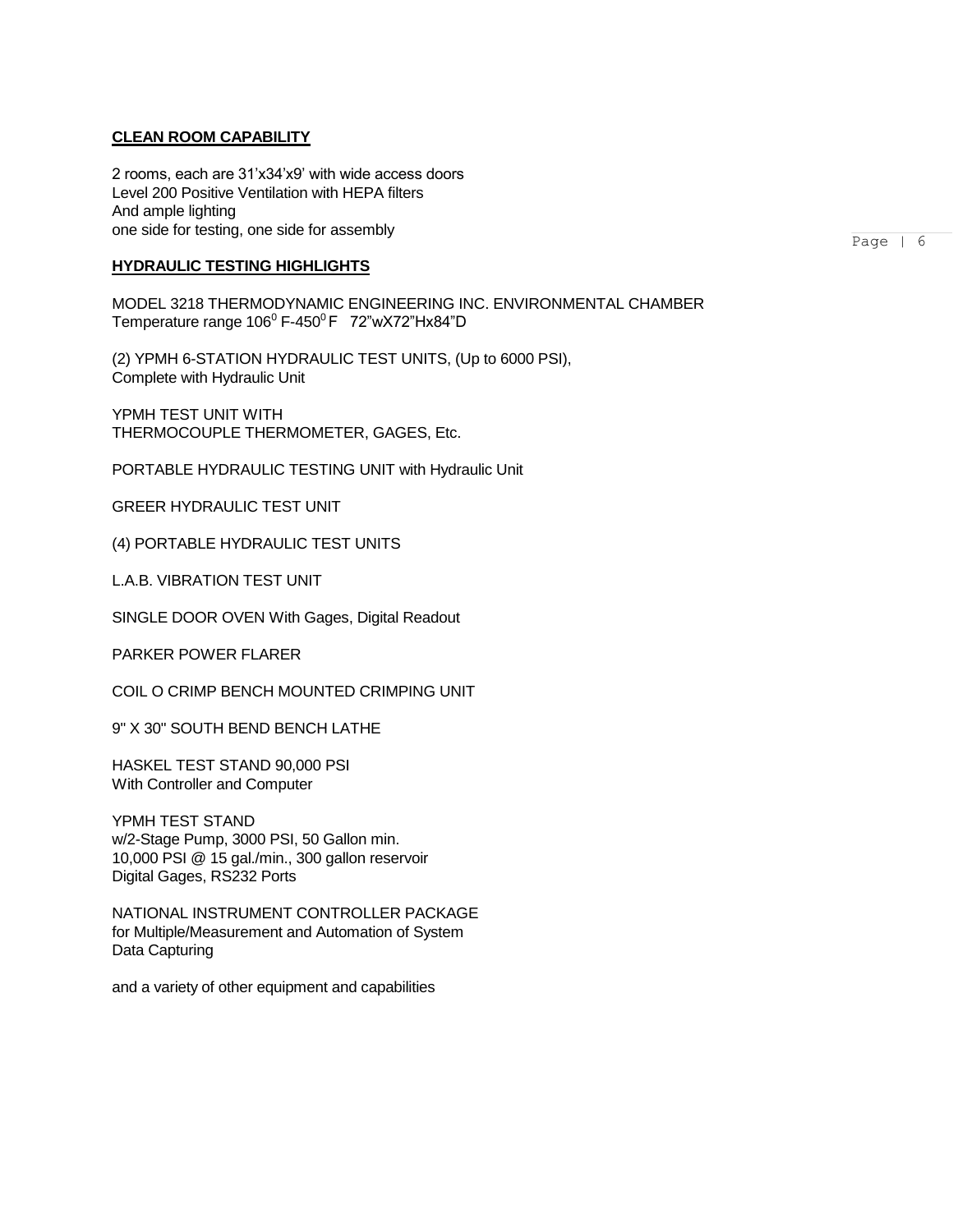**CLEAN ROOM CAPABILITY**

2 rooms, each are 31'x34'x9' with wide access doors
Level 200 Positive Ventilation with HEPA filters
And ample lighting
one side for testing, one side for assembly

**HYDRAULIC TESTING HIGHLIGHTS**

MODEL 3218 THERMODYNAMIC ENGINEERING INC. ENVIRONMENTAL CHAMBER
Temperature range $106^0$ F-$450^0$ F 72"wX72"Hx84"D

(2) YPMH 6-STATION HYDRAULIC TEST UNITS, (Up to 6000 PSI),
Complete with Hydraulic Unit

YPMH TEST UNIT WITH
THERMOCOUPLE THERMOMETER, GAGES, Etc.

PORTABLE HYDRAULIC TESTING UNIT with Hydraulic Unit

GREER HYDRAULIC TEST UNIT

(4) PORTABLE HYDRAULIC TEST UNITS

L.A.B. VIBRATION TEST UNIT

SINGLE DOOR OVEN With Gages, Digital Readout

PARKER POWER FLARER

COIL O CRIMP BENCH MOUNTED CRIMPING UNIT

9" X 30" SOUTH BEND BENCH LATHE

HASKEL TEST STAND 90,000 PSI
With Controller and Computer

YPMH TEST STAND
w/2-Stage Pump, 3000 PSI, 50 Gallon min.
10,000 PSI @ 15 gal./min., 300 gallon reservoir
Digital Gages, RS232 Ports

NATIONAL INSTRUMENT CONTROLLER PACKAGE
for Multiple/Measurement and Automation of System
Data Capturing

and a variety of other equipment and capabilities